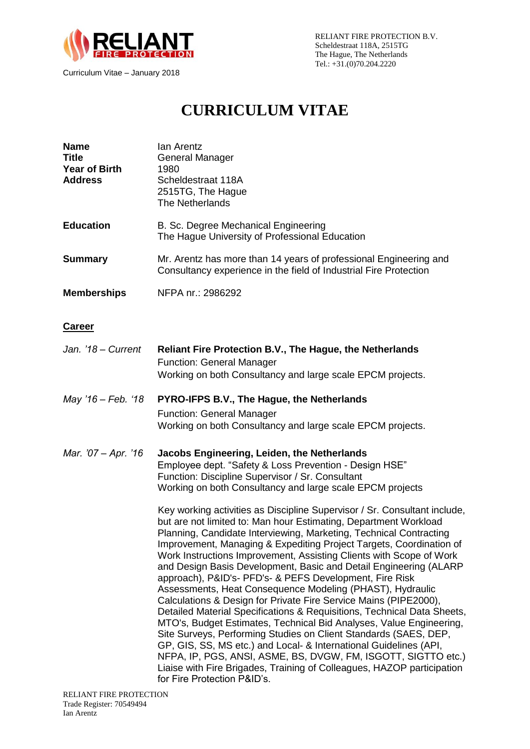RELIANT FIRE PROTECTION B.V.
Scheldestraat 118A, 2515TG
The Hague, The Netherlands
Tel.: +31.(0)70.204.2220

Curriculum Vitae – January 2018

# CURRICULUM VITAE

| | |
|---|---|
| **Name** | Ian Arentz |
| **Title** | General Manager |
| **Year of Birth** | 1980 |
| **Address** | Scheldestraat 118A<br>2515TG, The Hague<br>The Netherlands |
| **Education** | B. Sc. Degree Mechanical Engineering<br>The Hague University of Professional Education |
| **Summary** | Mr. Arentz has more than 14 years of professional Engineering and Consultancy experience in the field of Industrial Fire Protection |
| **Memberships** | NFPA nr.: 2986292 |

## Career

*Jan. '18 – Current*
**Reliant Fire Protection B.V., The Hague, the Netherlands**
Function: General Manager
Working on both Consultancy and large scale EPCM projects.

*May '16 – Feb. '18*
**PYRO-IFPS B.V., The Hague, the Netherlands**
Function: General Manager
Working on both Consultancy and large scale EPCM projects.

*Mar. '07 – Apr. '16*
**Jacobs Engineering, Leiden, the Netherlands**
Employee dept. "Safety & Loss Prevention - Design HSE"
Function: Discipline Supervisor / Sr. Consultant
Working on both Consultancy and large scale EPCM projects

Key working activities as Discipline Supervisor / Sr. Consultant include, but are not limited to: Man hour Estimating, Department Workload Planning, Candidate Interviewing, Marketing, Technical Contracting Improvement, Managing & Expediting Project Targets, Coordination of Work Instructions Improvement, Assisting Clients with Scope of Work and Design Basis Development, Basic and Detail Engineering (ALARP approach), P&ID's- PFD's- & PEFS Development, Fire Risk Assessments, Heat Consequence Modeling (PHAST), Hydraulic Calculations & Design for Private Fire Service Mains (PIPE2000), Detailed Material Specifications & Requisitions, Technical Data Sheets, MTO's, Budget Estimates, Technical Bid Analyses, Value Engineering, Site Surveys, Performing Studies on Client Standards (SAES, DEP, GP, GIS, SS, MS etc.) and Local- & International Guidelines (API, NFPA, IP, PGS, ANSI, ASME, BS, DVGW, FM, ISGOTT, SIGTTO etc.) Liaise with Fire Brigades, Training of Colleagues, HAZOP participation for Fire Protection P&ID's.

RELIANT FIRE PROTECTION
Trade Register: 70549494
Ian Arentz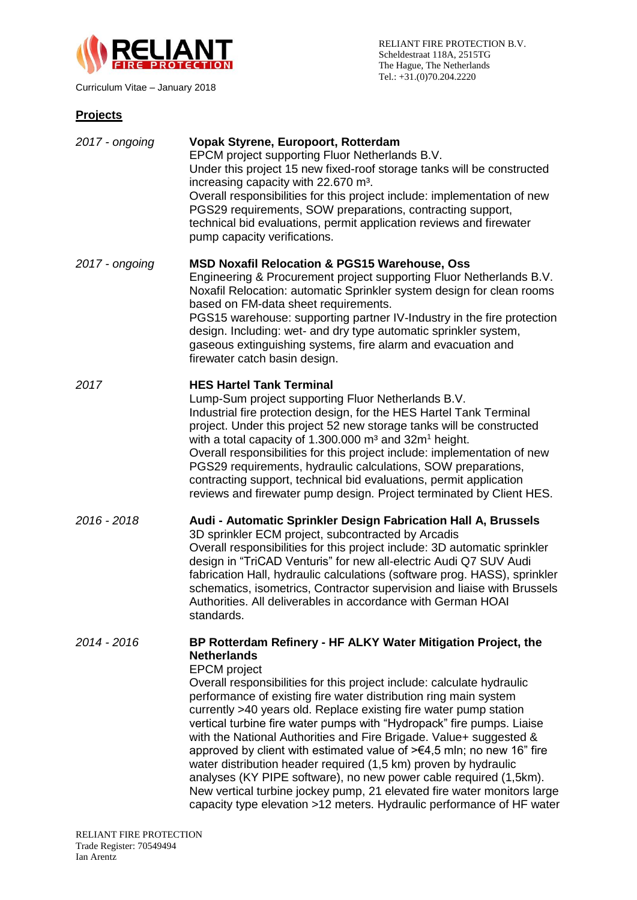## Projects

*2017 - ongoing*

**Vopak Styrene, Europoort, Rotterdam**
EPCM project supporting Fluor Netherlands B.V.
Under this project 15 new fixed-roof storage tanks will be constructed increasing capacity with 22.670 $m^3$.
Overall responsibilities for this project include: implementation of new PGS29 requirements, SOW preparations, contracting support, technical bid evaluations, permit application reviews and firewater pump capacity verifications.

*2017 - ongoing*

**MSD Noxafil Relocation & PGS15 Warehouse, Oss**
Engineering & Procurement project supporting Fluor Netherlands B.V.
Noxafil Relocation: automatic Sprinkler system design for clean rooms based on FM-data sheet requirements.
PGS15 warehouse: supporting partner IV-Industry in the fire protection design. Including: wet- and dry type automatic sprinkler system, gaseous extinguishing systems, fire alarm and evacuation and firewater catch basin design.

*2017*

**HES Hartel Tank Terminal**
Lump-Sum project supporting Fluor Netherlands B.V.
Industrial fire protection design, for the HES Hartel Tank Terminal project. Under this project 52 new storage tanks will be constructed with a total capacity of 1.300.000 $m^3$ and 32$m^1$ height.
Overall responsibilities for this project include: implementation of new PGS29 requirements, hydraulic calculations, SOW preparations, contracting support, technical bid evaluations, permit application reviews and firewater pump design. Project terminated by Client HES.

*2016 - 2018*

**Audi - Automatic Sprinkler Design Fabrication Hall A, Brussels**
3D sprinkler ECM project, subcontracted by Arcadis
Overall responsibilities for this project include: 3D automatic sprinkler design in “TriCAD Venturis” for new all-electric Audi Q7 SUV Audi fabrication Hall, hydraulic calculations (software prog. HASS), sprinkler schematics, isometrics, Contractor supervision and liaise with Brussels Authorities. All deliverables in accordance with German HOAI standards.

*2014 - 2016*

**BP Rotterdam Refinery - HF ALKY Water Mitigation Project, the Netherlands**
EPCM project
Overall responsibilities for this project include: calculate hydraulic performance of existing fire water distribution ring main system currently >40 years old. Replace existing fire water pump station vertical turbine fire water pumps with “Hydropack” fire pumps. Liaise with the National Authorities and Fire Brigade. Value+ suggested & approved by client with estimated value of >€4,5 mln; no new 16” fire water distribution header required (1,5 km) proven by hydraulic analyses (KY PIPE software), no new power cable required (1,5km). New vertical turbine jockey pump, 21 elevated fire water monitors large capacity type elevation >12 meters. Hydraulic performance of HF water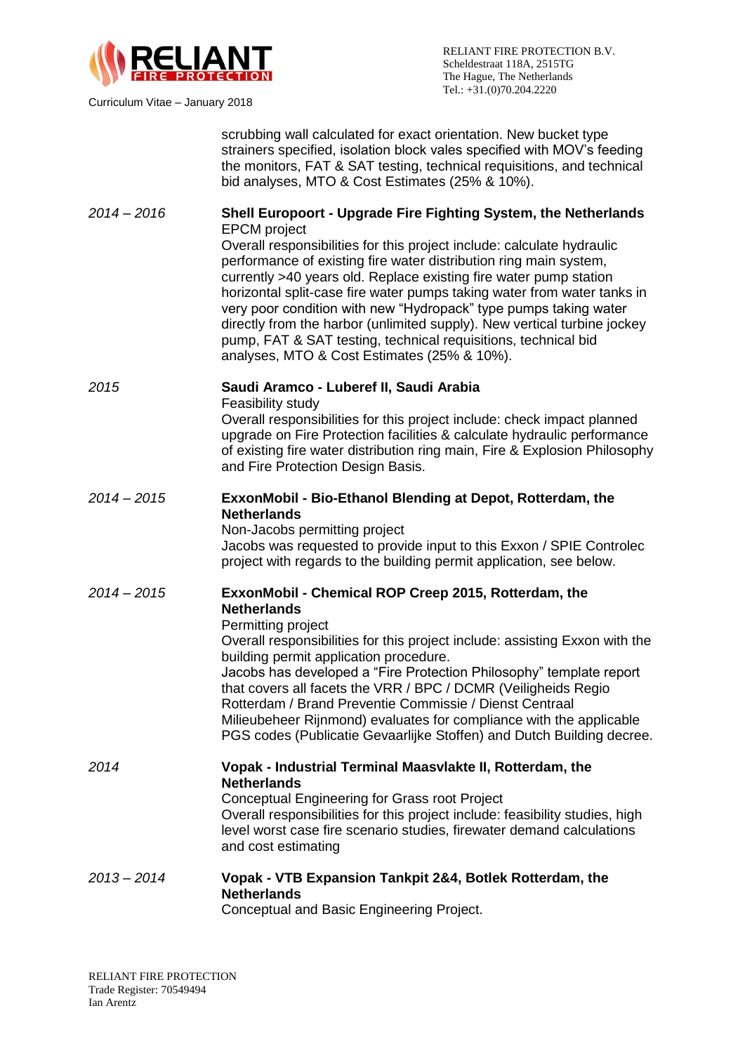scrubbing wall calculated for exact orientation. New bucket type strainers specified, isolation block vales specified with MOV's feeding the monitors, FAT & SAT testing, technical requisitions, and technical bid analyses, MTO & Cost Estimates (25% & 10%).

*2014 – 2016* **Shell Europoort - Upgrade Fire Fighting System, the Netherlands**
EPCM project
Overall responsibilities for this project include: calculate hydraulic performance of existing fire water distribution ring main system, currently >40 years old. Replace existing fire water pump station horizontal split-case fire water pumps taking water from water tanks in very poor condition with new "Hydropack" type pumps taking water directly from the harbor (unlimited supply). New vertical turbine jockey pump, FAT & SAT testing, technical requisitions, technical bid analyses, MTO & Cost Estimates (25% & 10%).

*2015* **Saudi Aramco - Luberef II, Saudi Arabia**
Feasibility study
Overall responsibilities for this project include: check impact planned upgrade on Fire Protection facilities & calculate hydraulic performance of existing fire water distribution ring main, Fire & Explosion Philosophy and Fire Protection Design Basis.

*2014 – 2015* **ExxonMobil - Bio-Ethanol Blending at Depot, Rotterdam, the Netherlands**
Non-Jacobs permitting project
Jacobs was requested to provide input to this Exxon / SPIE Controlec project with regards to the building permit application, see below.

*2014 – 2015* **ExxonMobil - Chemical ROP Creep 2015, Rotterdam, the Netherlands**
Permitting project
Overall responsibilities for this project include: assisting Exxon with the building permit application procedure.
Jacobs has developed a "Fire Protection Philosophy" template report that covers all facets the VRR / BPC / DCMR (Veiligheids Regio Rotterdam / Brand Preventie Commissie / Dienst Centraal Milieubeheer Rijnmond) evaluates for compliance with the applicable PGS codes (Publicatie Gevaarlijke Stoffen) and Dutch Building decree.

*2014* **Vopak - Industrial Terminal Maasvlakte II, Rotterdam, the Netherlands**
Conceptual Engineering for Grass root Project
Overall responsibilities for this project include: feasibility studies, high level worst case fire scenario studies, firewater demand calculations and cost estimating

*2013 – 2014* **Vopak - VTB Expansion Tankpit 2&4, Botlek Rotterdam, the Netherlands**
Conceptual and Basic Engineering Project.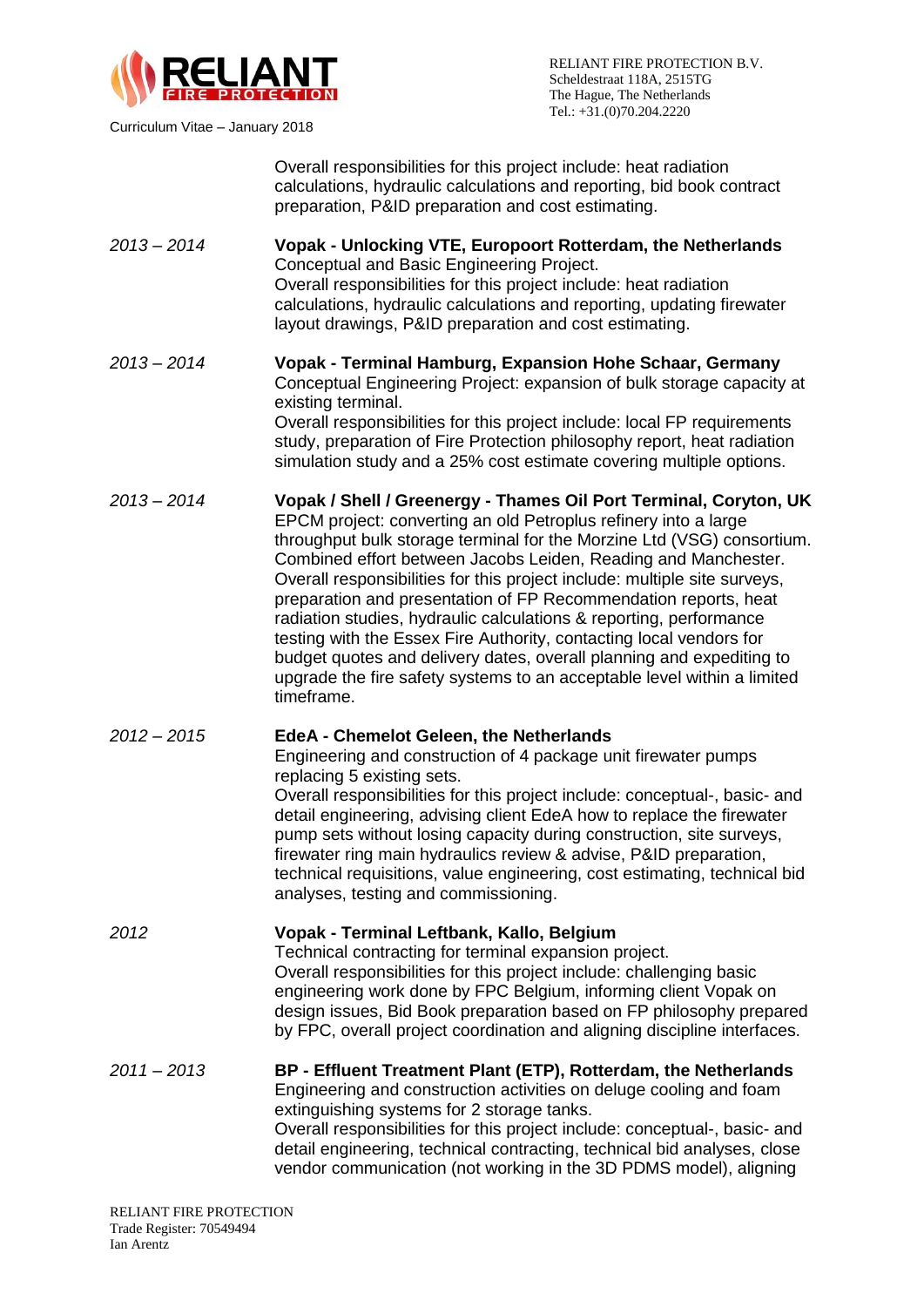Overall responsibilities for this project include: heat radiation calculations, hydraulic calculations and reporting, bid book contract preparation, P&ID preparation and cost estimating.

*2013 – 2014* **Vopak - Unlocking VTE, Europoort Rotterdam, the Netherlands**
Conceptual and Basic Engineering Project.
Overall responsibilities for this project include: heat radiation calculations, hydraulic calculations and reporting, updating firewater layout drawings, P&ID preparation and cost estimating.

*2013 – 2014* **Vopak - Terminal Hamburg, Expansion Hohe Schaar, Germany**
Conceptual Engineering Project: expansion of bulk storage capacity at existing terminal.
Overall responsibilities for this project include: local FP requirements study, preparation of Fire Protection philosophy report, heat radiation simulation study and a 25% cost estimate covering multiple options.

*2013 – 2014* **Vopak / Shell / Greenergy - Thames Oil Port Terminal, Coryton, UK**
EPCM project: converting an old Petroplus refinery into a large throughput bulk storage terminal for the Morzine Ltd (VSG) consortium. Combined effort between Jacobs Leiden, Reading and Manchester.
Overall responsibilities for this project include: multiple site surveys, preparation and presentation of FP Recommendation reports, heat radiation studies, hydraulic calculations & reporting, performance testing with the Essex Fire Authority, contacting local vendors for budget quotes and delivery dates, overall planning and expediting to upgrade the fire safety systems to an acceptable level within a limited timeframe.

*2012 – 2015* **EdeA - Chemelot Geleen, the Netherlands**
Engineering and construction of 4 package unit firewater pumps replacing 5 existing sets.
Overall responsibilities for this project include: conceptual-, basic- and detail engineering, advising client EdeA how to replace the firewater pump sets without losing capacity during construction, site surveys, firewater ring main hydraulics review & advise, P&ID preparation, technical requisitions, value engineering, cost estimating, technical bid analyses, testing and commissioning.

*2012* **Vopak - Terminal Leftbank, Kallo, Belgium**
Technical contracting for terminal expansion project.
Overall responsibilities for this project include: challenging basic engineering work done by FPC Belgium, informing client Vopak on design issues, Bid Book preparation based on FP philosophy prepared by FPC, overall project coordination and aligning discipline interfaces.

*2011 – 2013* **BP - Effluent Treatment Plant (ETP), Rotterdam, the Netherlands**
Engineering and construction activities on deluge cooling and foam extinguishing systems for 2 storage tanks.
Overall responsibilities for this project include: conceptual-, basic- and detail engineering, technical contracting, technical bid analyses, close vendor communication (not working in the 3D PDMS model), aligning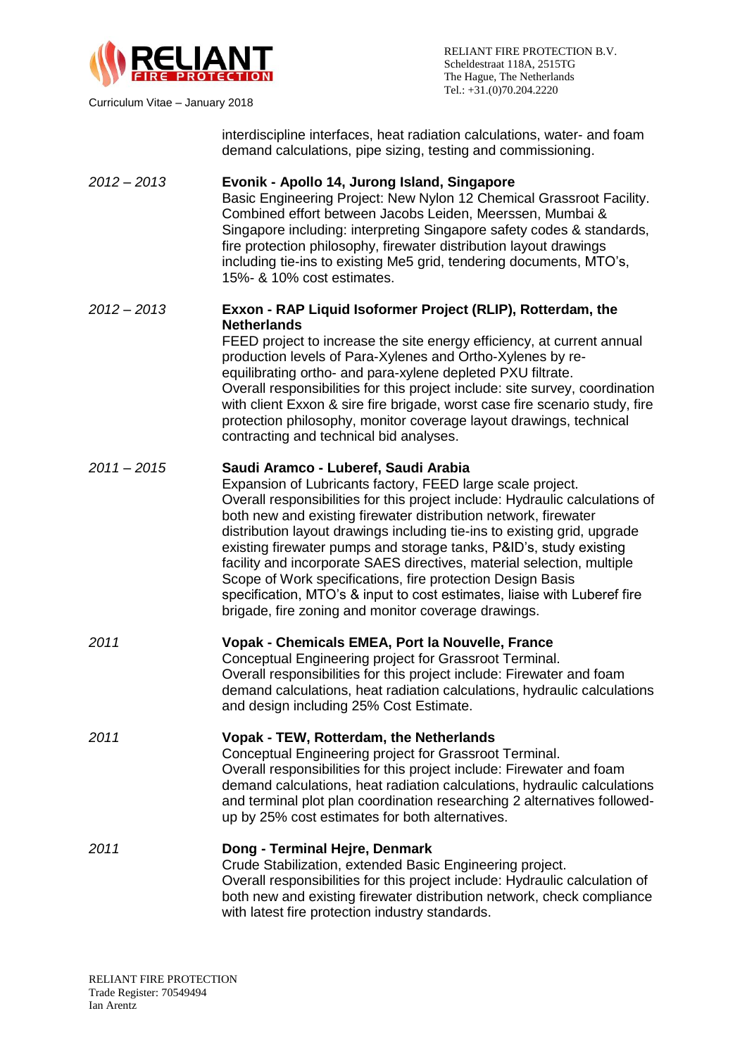interdiscipline interfaces, heat radiation calculations, water- and foam demand calculations, pipe sizing, testing and commissioning.

*2012 – 2013* **Evonik - Apollo 14, Jurong Island, Singapore**
Basic Engineering Project: New Nylon 12 Chemical Grassroot Facility. Combined effort between Jacobs Leiden, Meerssen, Mumbai & Singapore including: interpreting Singapore safety codes & standards, fire protection philosophy, firewater distribution layout drawings including tie-ins to existing Me5 grid, tendering documents, MTO's, 15%- & 10% cost estimates.

*2012 – 2013* **Exxon - RAP Liquid Isoformer Project (RLIP), Rotterdam, the Netherlands**
FEED project to increase the site energy efficiency, at current annual production levels of Para-Xylenes and Ortho-Xylenes by re-equilibrating ortho- and para-xylene depleted PXU filtrate.
Overall responsibilities for this project include: site survey, coordination with client Exxon & sire fire brigade, worst case fire scenario study, fire protection philosophy, monitor coverage layout drawings, technical contracting and technical bid analyses.

*2011 – 2015* **Saudi Aramco - Luberef, Saudi Arabia**
Expansion of Lubricants factory, FEED large scale project.
Overall responsibilities for this project include: Hydraulic calculations of both new and existing firewater distribution network, firewater distribution layout drawings including tie-ins to existing grid, upgrade existing firewater pumps and storage tanks, P&ID's, study existing facility and incorporate SAES directives, material selection, multiple Scope of Work specifications, fire protection Design Basis specification, MTO's & input to cost estimates, liaise with Luberef fire brigade, fire zoning and monitor coverage drawings.

*2011* **Vopak - Chemicals EMEA, Port la Nouvelle, France**
Conceptual Engineering project for Grassroot Terminal.
Overall responsibilities for this project include: Firewater and foam demand calculations, heat radiation calculations, hydraulic calculations and design including 25% Cost Estimate.

*2011* **Vopak - TEW, Rotterdam, the Netherlands**
Conceptual Engineering project for Grassroot Terminal.
Overall responsibilities for this project include: Firewater and foam demand calculations, heat radiation calculations, hydraulic calculations and terminal plot plan coordination researching 2 alternatives followed-up by 25% cost estimates for both alternatives.

*2011* **Dong - Terminal Hejre, Denmark**
Crude Stabilization, extended Basic Engineering project.
Overall responsibilities for this project include: Hydraulic calculation of both new and existing firewater distribution network, check compliance with latest fire protection industry standards.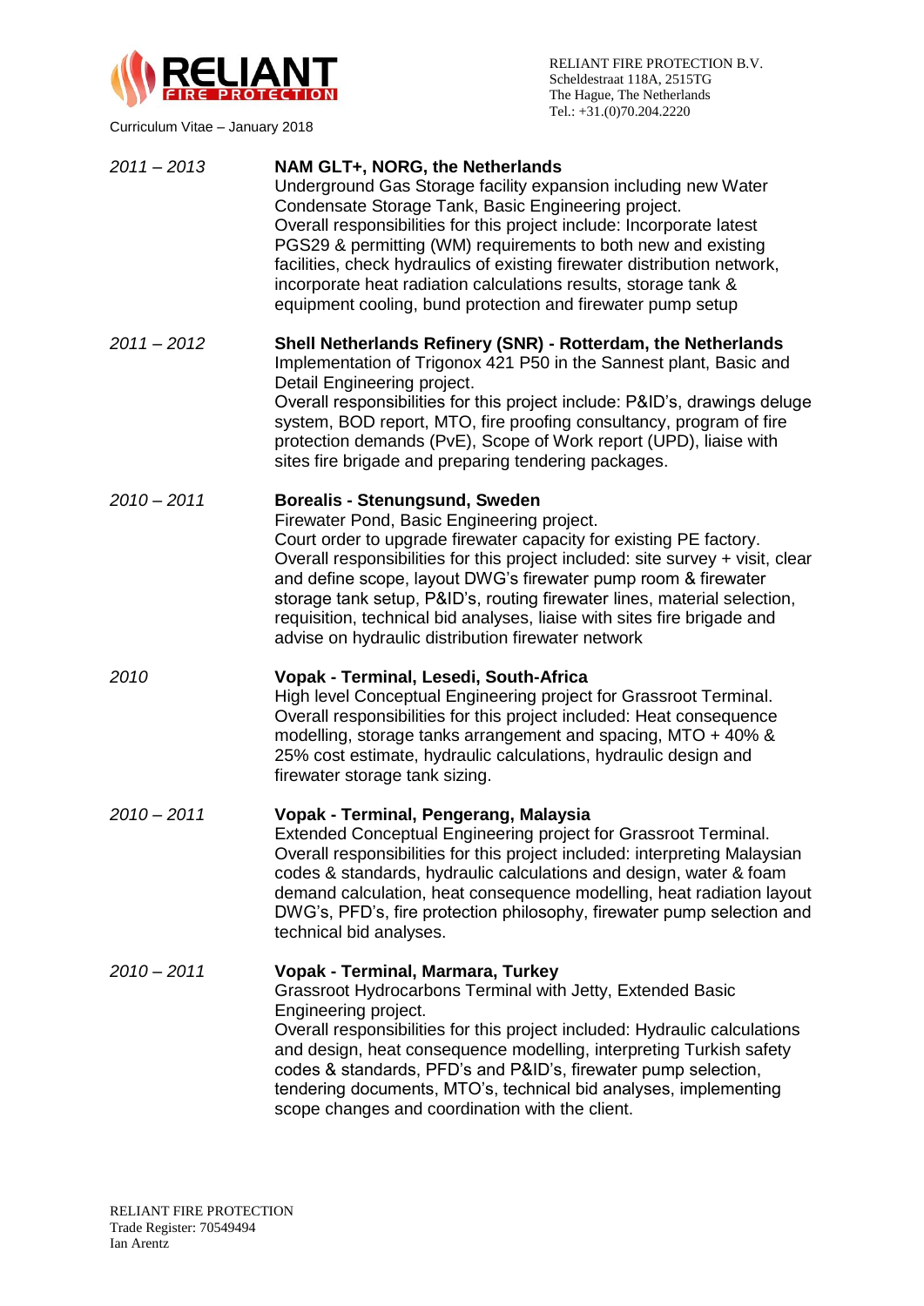*2011 – 2013*

**NAM GLT+, NORG, the Netherlands**
Underground Gas Storage facility expansion including new Water Condensate Storage Tank, Basic Engineering project.
Overall responsibilities for this project include: Incorporate latest PGS29 & permitting (WM) requirements to both new and existing facilities, check hydraulics of existing firewater distribution network, incorporate heat radiation calculations results, storage tank & equipment cooling, bund protection and firewater pump setup

*2011 – 2012*

**Shell Netherlands Refinery (SNR) - Rotterdam, the Netherlands**
Implementation of Trigonox 421 P50 in the Sannest plant, Basic and Detail Engineering project.
Overall responsibilities for this project include: P&ID's, drawings deluge system, BOD report, MTO, fire proofing consultancy, program of fire protection demands (PvE), Scope of Work report (UPD), liaise with sites fire brigade and preparing tendering packages.

*2010 – 2011*

**Borealis - Stenungsund, Sweden**
Firewater Pond, Basic Engineering project.
Court order to upgrade firewater capacity for existing PE factory.
Overall responsibilities for this project included: site survey + visit, clear and define scope, layout DWG's firewater pump room & firewater storage tank setup, P&ID's, routing firewater lines, material selection, requisition, technical bid analyses, liaise with sites fire brigade and advise on hydraulic distribution firewater network

*2010*

**Vopak - Terminal, Lesedi, South-Africa**
High level Conceptual Engineering project for Grassroot Terminal.
Overall responsibilities for this project included: Heat consequence modelling, storage tanks arrangement and spacing, MTO + 40% & 25% cost estimate, hydraulic calculations, hydraulic design and firewater storage tank sizing.

*2010 – 2011*

**Vopak - Terminal, Pengerang, Malaysia**
Extended Conceptual Engineering project for Grassroot Terminal.
Overall responsibilities for this project included: interpreting Malaysian codes & standards, hydraulic calculations and design, water & foam demand calculation, heat consequence modelling, heat radiation layout DWG's, PFD's, fire protection philosophy, firewater pump selection and technical bid analyses.

*2010 – 2011*

**Vopak - Terminal, Marmara, Turkey**
Grassroot Hydrocarbons Terminal with Jetty, Extended Basic Engineering project.
Overall responsibilities for this project included: Hydraulic calculations and design, heat consequence modelling, interpreting Turkish safety codes & standards, PFD's and P&ID's, firewater pump selection, tendering documents, MTO's, technical bid analyses, implementing scope changes and coordination with the client.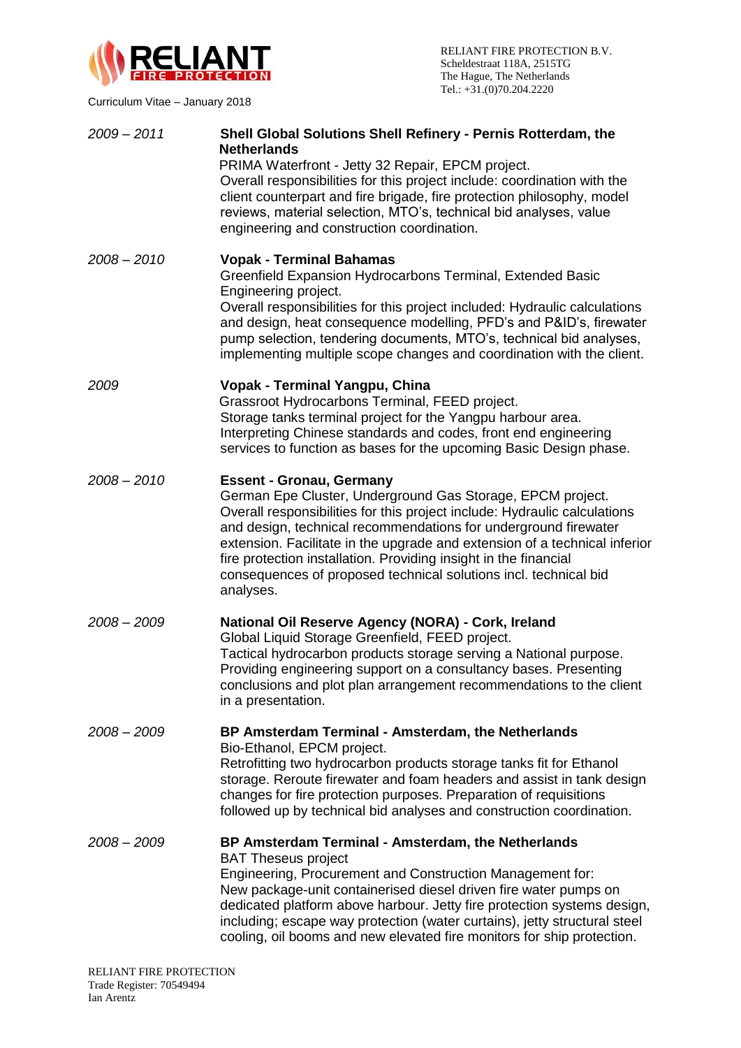| | |
|---|---|
| *2009 – 2011* | **Shell Global Solutions Shell Refinery - Pernis Rotterdam, the Netherlands**<br>PRIMA Waterfront - Jetty 32 Repair, EPCM project.<br>Overall responsibilities for this project include: coordination with the client counterpart and fire brigade, fire protection philosophy, model reviews, material selection, MTO's, technical bid analyses, value engineering and construction coordination. |
| *2008 – 2010* | **Vopak - Terminal Bahamas**<br>Greenfield Expansion Hydrocarbons Terminal, Extended Basic Engineering project.<br>Overall responsibilities for this project included: Hydraulic calculations and design, heat consequence modelling, PFD's and P&ID's, firewater pump selection, tendering documents, MTO's, technical bid analyses, implementing multiple scope changes and coordination with the client. |
| *2009* | **Vopak - Terminal Yangpu, China**<br>Grassroot Hydrocarbons Terminal, FEED project.<br>Storage tanks terminal project for the Yangpu harbour area.<br>Interpreting Chinese standards and codes, front end engineering services to function as bases for the upcoming Basic Design phase. |
| *2008 – 2010* | **Essent - Gronau, Germany**<br>German Epe Cluster, Underground Gas Storage, EPCM project.<br>Overall responsibilities for this project include: Hydraulic calculations and design, technical recommendations for underground firewater extension. Facilitate in the upgrade and extension of a technical inferior fire protection installation. Providing insight in the financial consequences of proposed technical solutions incl. technical bid analyses. |
| *2008 – 2009* | **National Oil Reserve Agency (NORA) - Cork, Ireland**<br>Global Liquid Storage Greenfield, FEED project.<br>Tactical hydrocarbon products storage serving a National purpose. Providing engineering support on a consultancy bases. Presenting conclusions and plot plan arrangement recommendations to the client in a presentation. |
| *2008 – 2009* | **BP Amsterdam Terminal - Amsterdam, the Netherlands**<br>Bio-Ethanol, EPCM project.<br>Retrofitting two hydrocarbon products storage tanks fit for Ethanol storage. Reroute firewater and foam headers and assist in tank design changes for fire protection purposes. Preparation of requisitions followed up by technical bid analyses and construction coordination. |
| *2008 – 2009* | **BP Amsterdam Terminal - Amsterdam, the Netherlands**<br>BAT Theseus project<br>Engineering, Procurement and Construction Management for:<br>New package-unit containerised diesel driven fire water pumps on dedicated platform above harbour. Jetty fire protection systems design, including; escape way protection (water curtains), jetty structural steel cooling, oil booms and new elevated fire monitors for ship protection. |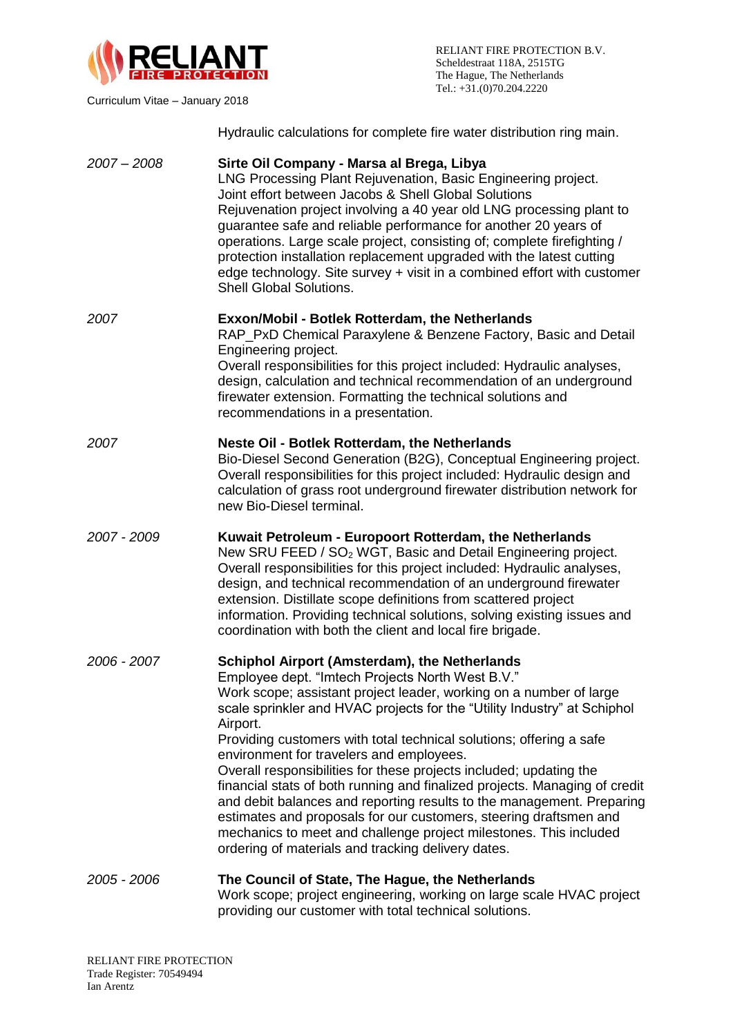Hydraulic calculations for complete fire water distribution ring main.

*2007 – 2008* **Sirte Oil Company - Marsa al Brega, Libya**
LNG Processing Plant Rejuvenation, Basic Engineering project.
Joint effort between Jacobs & Shell Global Solutions
Rejuvenation project involving a 40 year old LNG processing plant to guarantee safe and reliable performance for another 20 years of operations. Large scale project, consisting of; complete firefighting / protection installation replacement upgraded with the latest cutting edge technology. Site survey + visit in a combined effort with customer Shell Global Solutions.

*2007* **Exxon/Mobil - Botlek Rotterdam, the Netherlands**
RAP_PxD Chemical Paraxylene & Benzene Factory, Basic and Detail Engineering project.
Overall responsibilities for this project included: Hydraulic analyses, design, calculation and technical recommendation of an underground firewater extension. Formatting the technical solutions and recommendations in a presentation.

*2007* **Neste Oil - Botlek Rotterdam, the Netherlands**
Bio-Diesel Second Generation (B2G), Conceptual Engineering project.
Overall responsibilities for this project included: Hydraulic design and calculation of grass root underground firewater distribution network for new Bio-Diesel terminal.

*2007 - 2009* **Kuwait Petroleum - Europoort Rotterdam, the Netherlands**
New SRU FEED / $SO_2$ WGT, Basic and Detail Engineering project.
Overall responsibilities for this project included: Hydraulic analyses, design, and technical recommendation of an underground firewater extension. Distillate scope definitions from scattered project information. Providing technical solutions, solving existing issues and coordination with both the client and local fire brigade.

*2006 - 2007* **Schiphol Airport (Amsterdam), the Netherlands**
Employee dept. "Imtech Projects North West B.V."
Work scope; assistant project leader, working on a number of large scale sprinkler and HVAC projects for the "Utility Industry" at Schiphol Airport.
Providing customers with total technical solutions; offering a safe environment for travelers and employees.
Overall responsibilities for these projects included; updating the financial stats of both running and finalized projects. Managing of credit and debit balances and reporting results to the management. Preparing estimates and proposals for our customers, steering draftsmen and mechanics to meet and challenge project milestones. This included ordering of materials and tracking delivery dates.

*2005 - 2006* **The Council of State, The Hague, the Netherlands**
Work scope; project engineering, working on large scale HVAC project providing our customer with total technical solutions.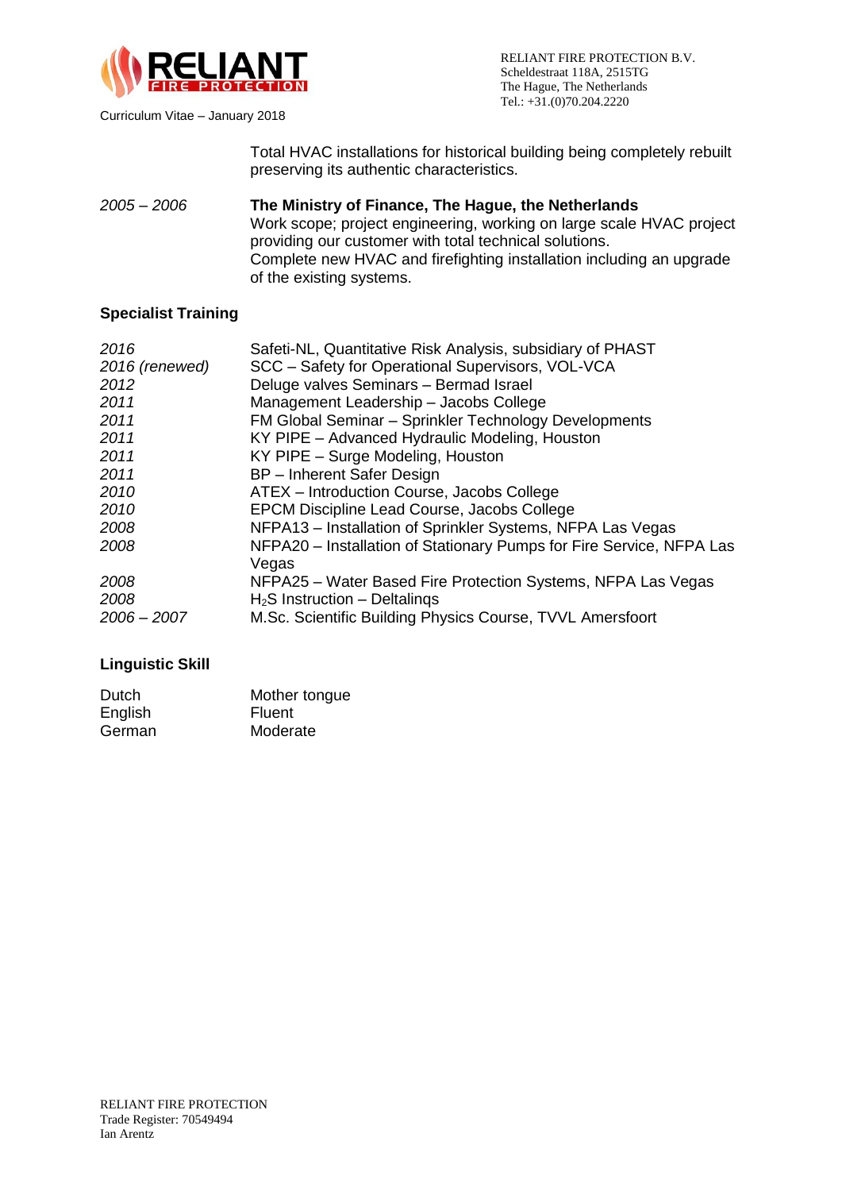Total HVAC installations for historical building being completely rebuilt preserving its authentic characteristics.

| | |
|---|---|
| *2005 – 2006* | **The Ministry of Finance, The Hague, the Netherlands**<br>Work scope; project engineering, working on large scale HVAC project providing our customer with total technical solutions.<br>Complete new HVAC and firefighting installation including an upgrade of the existing systems. |

**Specialist Training**

| | |
|---|---|
| *2016* | Safeti-NL, Quantitative Risk Analysis, subsidiary of PHAST |
| *2016 (renewed)* | SCC – Safety for Operational Supervisors, VOL-VCA |
| *2012* | Deluge valves Seminars – Bermad Israel |
| *2011* | Management Leadership – Jacobs College |
| *2011* | FM Global Seminar – Sprinkler Technology Developments |
| *2011* | KY PIPE – Advanced Hydraulic Modeling, Houston |
| *2011* | KY PIPE – Surge Modeling, Houston |
| *2011* | BP – Inherent Safer Design |
| *2010* | ATEX – Introduction Course, Jacobs College |
| *2010* | EPCM Discipline Lead Course, Jacobs College |
| *2008* | NFPA13 – Installation of Sprinkler Systems, NFPA Las Vegas |
| *2008* | NFPA20 – Installation of Stationary Pumps for Fire Service, NFPA Las Vegas |
| *2008* | NFPA25 – Water Based Fire Protection Systems, NFPA Las Vegas |
| *2008* | $H_2S$ Instruction – Deltalinqs |
| *2006 – 2007* | M.Sc. Scientific Building Physics Course, TVVL Amersfoort |

**Linguistic Skill**

| | |
|---|---|
| Dutch | Mother tongue |
| English | Fluent |
| German | Moderate |